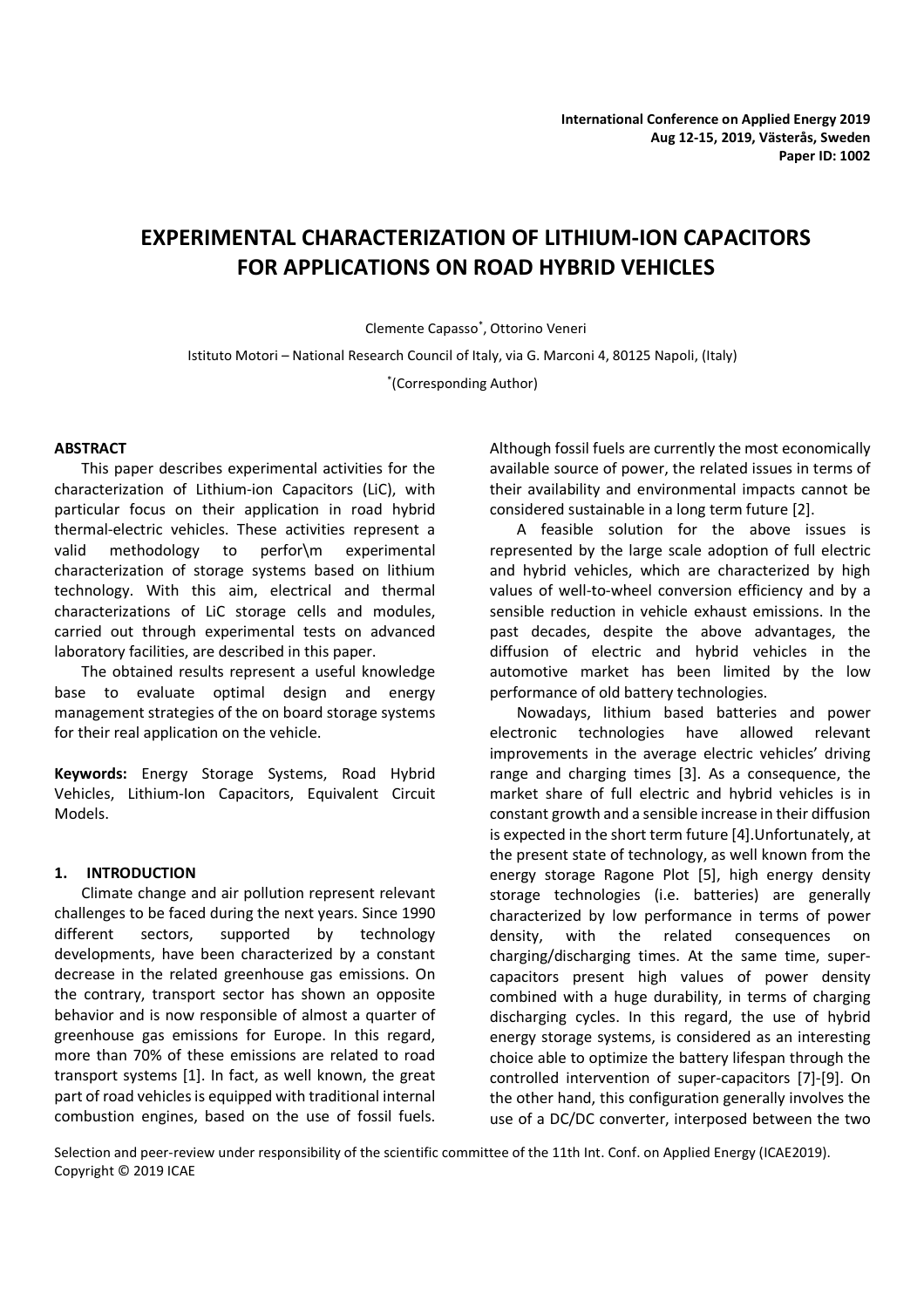International Conference on Applied Energy 2019
Aug 12-15, 2019, Västerås, Sweden
Paper ID: 1002

# EXPERIMENTAL CHARACTERIZATION OF LITHIUM-ION CAPACITORS FOR APPLICATIONS ON ROAD HYBRID VEHICLES

Clemente Capasso*, Ottorino Veneri

Istituto Motori – National Research Council of Italy, via G. Marconi 4, 80125 Napoli, (Italy)

*(Corresponding Author)

## ABSTRACT

This paper describes experimental activities for the characterization of Lithium-ion Capacitors (LiC), with particular focus on their application in road hybrid thermal-electric vehicles. These activities represent a valid methodology to perfor\m experimental characterization of storage systems based on lithium technology. With this aim, electrical and thermal characterizations of LiC storage cells and modules, carried out through experimental tests on advanced laboratory facilities, are described in this paper.

The obtained results represent a useful knowledge base to evaluate optimal design and energy management strategies of the on board storage systems for their real application on the vehicle.

**Keywords:** Energy Storage Systems, Road Hybrid Vehicles, Lithium-Ion Capacitors, Equivalent Circuit Models.

## 1. INTRODUCTION

Climate change and air pollution represent relevant challenges to be faced during the next years. Since 1990 different sectors, supported by technology developments, have been characterized by a constant decrease in the related greenhouse gas emissions. On the contrary, transport sector has shown an opposite behavior and is now responsible of almost a quarter of greenhouse gas emissions for Europe. In this regard, more than 70% of these emissions are related to road transport systems [1]. In fact, as well known, the great part of road vehicles is equipped with traditional internal combustion engines, based on the use of fossil fuels. Although fossil fuels are currently the most economically available source of power, the related issues in terms of their availability and environmental impacts cannot be considered sustainable in a long term future [2].

A feasible solution for the above issues is represented by the large scale adoption of full electric and hybrid vehicles, which are characterized by high values of well-to-wheel conversion efficiency and by a sensible reduction in vehicle exhaust emissions. In the past decades, despite the above advantages, the diffusion of electric and hybrid vehicles in the automotive market has been limited by the low performance of old battery technologies.

Nowadays, lithium based batteries and power electronic technologies have allowed relevant improvements in the average electric vehicles' driving range and charging times [3]. As a consequence, the market share of full electric and hybrid vehicles is in constant growth and a sensible increase in their diffusion is expected in the short term future [4].Unfortunately, at the present state of technology, as well known from the energy storage Ragone Plot [5], high energy density storage technologies (i.e. batteries) are generally characterized by low performance in terms of power density, with the related consequences on charging/discharging times. At the same time, super-capacitors present high values of power density combined with a huge durability, in terms of charging discharging cycles. In this regard, the use of hybrid energy storage systems, is considered as an interesting choice able to optimize the battery lifespan through the controlled intervention of super-capacitors [7]-[9]. On the other hand, this configuration generally involves the use of a DC/DC converter, interposed between the two

Selection and peer-review under responsibility of the scientific committee of the 11th Int. Conf. on Applied Energy (ICAE2019).
Copyright © 2019 ICAE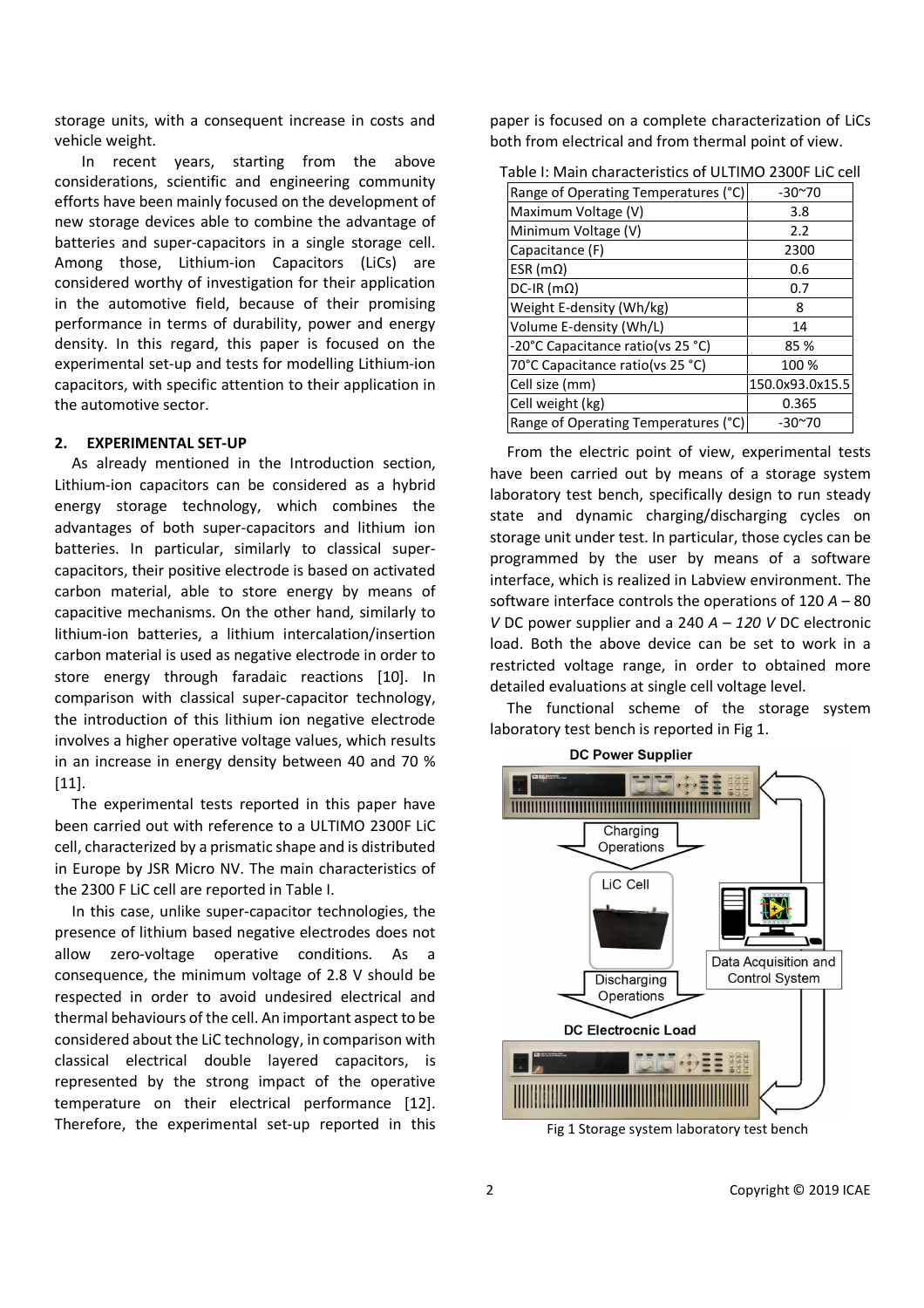storage units, with a consequent increase in costs and vehicle weight.

In recent years, starting from the above considerations, scientific and engineering community efforts have been mainly focused on the development of new storage devices able to combine the advantage of batteries and super-capacitors in a single storage cell. Among those, Lithium-ion Capacitors (LiCs) are considered worthy of investigation for their application in the automotive field, because of their promising performance in terms of durability, power and energy density. In this regard, this paper is focused on the experimental set-up and tests for modelling Lithium-ion capacitors, with specific attention to their application in the automotive sector.

## 2. EXPERIMENTAL SET-UP

As already mentioned in the Introduction section, Lithium-ion capacitors can be considered as a hybrid energy storage technology, which combines the advantages of both super-capacitors and lithium ion batteries. In particular, similarly to classical super-capacitors, their positive electrode is based on activated carbon material, able to store energy by means of capacitive mechanisms. On the other hand, similarly to lithium-ion batteries, a lithium intercalation/insertion carbon material is used as negative electrode in order to store energy through faradaic reactions [10]. In comparison with classical super-capacitor technology, the introduction of this lithium ion negative electrode involves a higher operative voltage values, which results in an increase in energy density between 40 and 70 % [11].

The experimental tests reported in this paper have been carried out with reference to a ULTIMO 2300F LiC cell, characterized by a prismatic shape and is distributed in Europe by JSR Micro NV. The main characteristics of the 2300 F LiC cell are reported in Table I.

In this case, unlike super-capacitor technologies, the presence of lithium based negative electrodes does not allow zero-voltage operative conditions. As a consequence, the minimum voltage of 2.8 V should be respected in order to avoid undesired electrical and thermal behaviours of the cell. An important aspect to be considered about the LiC technology, in comparison with classical electrical double layered capacitors, is represented by the strong impact of the operative temperature on their electrical performance [12]. Therefore, the experimental set-up reported in this paper is focused on a complete characterization of LiCs both from electrical and from thermal point of view.

Table I: Main characteristics of ULTIMO 2300F LiC cell

| Parameter | Value |
|---|---|
| Range of Operating Temperatures (°C) | -30~70 |
| Maximum Voltage (V) | 3.8 |
| Minimum Voltage (V) | 2.2 |
| Capacitance (F) | 2300 |
| ESR (mΩ) | 0.6 |
| DC-IR (mΩ) | 0.7 |
| Weight E-density (Wh/kg) | 8 |
| Volume E-density (Wh/L) | 14 |
| -20°C Capacitance ratio(vs 25 °C) | 85 % |
| 70°C Capacitance ratio(vs 25 °C) | 100 % |
| Cell size (mm) | 150.0x93.0x15.5 |
| Cell weight (kg) | 0.365 |
| Range of Operating Temperatures (°C) | -30~70 |

From the electric point of view, experimental tests have been carried out by means of a storage system laboratory test bench, specifically design to run steady state and dynamic charging/discharging cycles on storage unit under test. In particular, those cycles can be programmed by the user by means of a software interface, which is realized in Labview environment. The software interface controls the operations of 120 *A* – 80 *V* DC power supplier and a 240 *A – 120 V* DC electronic load. Both the above device can be set to work in a restricted voltage range, in order to obtained more detailed evaluations at single cell voltage level.

The functional scheme of the storage system laboratory test bench is reported in Fig 1.

DC Power Supplier

Charging Operations

LiC Cell

Data Acquisition and Control System

Discharging Operations

DC Electrocnic Load

Fig 1 Storage system laboratory test bench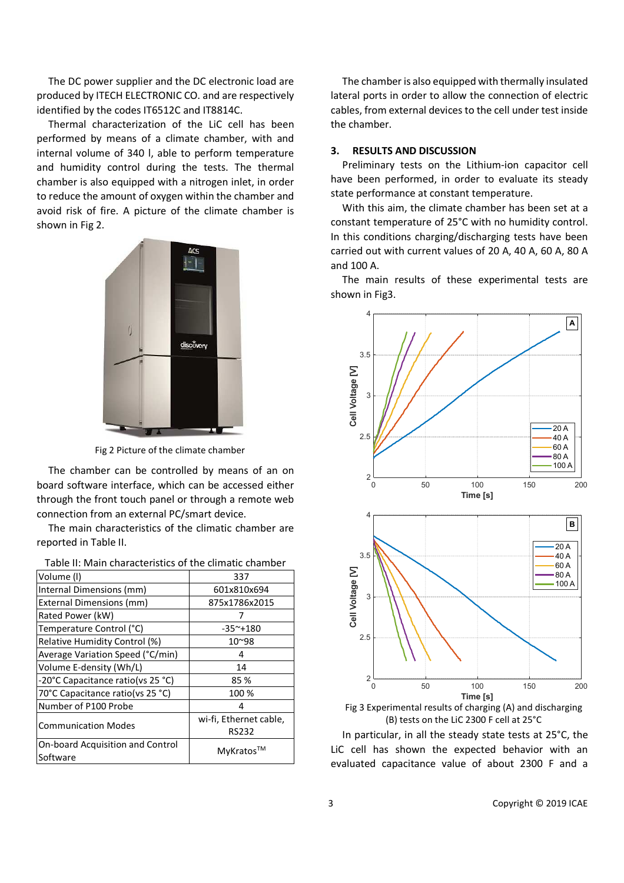The DC power supplier and the DC electronic load are produced by ITECH ELECTRONIC CO. and are respectively identified by the codes IT6512C and IT8814C.

Thermal characterization of the LiC cell has been performed by means of a climate chamber, with and internal volume of 340 l, able to perform temperature and humidity control during the tests. The thermal chamber is also equipped with a nitrogen inlet, in order to reduce the amount of oxygen within the chamber and avoid risk of fire. A picture of the climate chamber is shown in Fig 2.

Fig 2 Picture of the climate chamber

The chamber can be controlled by means of an on board software interface, which can be accessed either through the front touch panel or through a remote web connection from an external PC/smart device.

The main characteristics of the climatic chamber are reported in Table II.

Table II: Main characteristics of the climatic chamber

| | |
|---|---|
| Volume (l) | 337 |
| Internal Dimensions (mm) | 601x810x694 |
| External Dimensions (mm) | 875x1786x2015 |
| Rated Power (kW) | 7 |
| Temperature Control (°C) | -35~+180 |
| Relative Humidity Control (%) | 10~98 |
| Average Variation Speed (°C/min) | 4 |
| Volume E-density (Wh/L) | 14 |
| -20°C Capacitance ratio(vs 25 °C) | 85 % |
| 70°C Capacitance ratio(vs 25 °C) | 100 % |
| Number of P100 Probe | 4 |
| Communication Modes | wi-fi, Ethernet cable, RS232 |
| On-board Acquisition and Control Software | MyKratos™ |

The chamber is also equipped with thermally insulated lateral ports in order to allow the connection of electric cables, from external devices to the cell under test inside the chamber.

## 3. RESULTS AND DISCUSSION

Preliminary tests on the Lithium-ion capacitor cell have been performed, in order to evaluate its steady state performance at constant temperature.

With this aim, the climate chamber has been set at a constant temperature of 25°C with no humidity control. In this conditions charging/discharging tests have been carried out with current values of 20 A, 40 A, 60 A, 80 A and 100 A.

The main results of these experimental tests are shown in Fig3.

Fig 3 Experimental results of charging (A) and discharging (B) tests on the LiC 2300 F cell at 25°C

In particular, in all the steady state tests at 25°C, the LiC cell has shown the expected behavior with an evaluated capacitance value of about 2300 F and a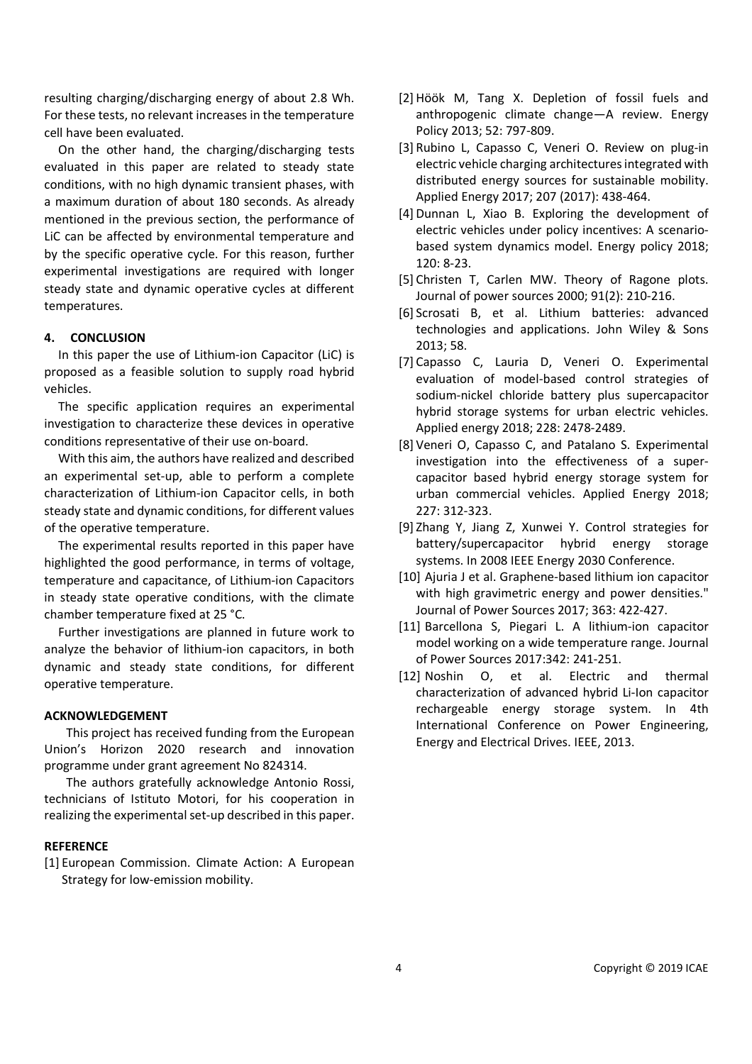resulting charging/discharging energy of about 2.8 Wh. For these tests, no relevant increases in the temperature cell have been evaluated.

On the other hand, the charging/discharging tests evaluated in this paper are related to steady state conditions, with no high dynamic transient phases, with a maximum duration of about 180 seconds. As already mentioned in the previous section, the performance of LiC can be affected by environmental temperature and by the specific operative cycle. For this reason, further experimental investigations are required with longer steady state and dynamic operative cycles at different temperatures.

## 4. CONCLUSION

In this paper the use of Lithium-ion Capacitor (LiC) is proposed as a feasible solution to supply road hybrid vehicles.

The specific application requires an experimental investigation to characterize these devices in operative conditions representative of their use on-board.

With this aim, the authors have realized and described an experimental set-up, able to perform a complete characterization of Lithium-ion Capacitor cells, in both steady state and dynamic conditions, for different values of the operative temperature.

The experimental results reported in this paper have highlighted the good performance, in terms of voltage, temperature and capacitance, of Lithium-ion Capacitors in steady state operative conditions, with the climate chamber temperature fixed at 25 °C.

Further investigations are planned in future work to analyze the behavior of lithium-ion capacitors, in both dynamic and steady state conditions, for different operative temperature.

## ACKNOWLEDGEMENT

This project has received funding from the European Union's Horizon 2020 research and innovation programme under grant agreement No 824314.

The authors gratefully acknowledge Antonio Rossi, technicians of Istituto Motori, for his cooperation in realizing the experimental set-up described in this paper.

## REFERENCE

[1] European Commission. Climate Action: A European Strategy for low-emission mobility.

[2] Höök M, Tang X. Depletion of fossil fuels and anthropogenic climate change—A review. Energy Policy 2013; 52: 797-809.

[3] Rubino L, Capasso C, Veneri O. Review on plug-in electric vehicle charging architectures integrated with distributed energy sources for sustainable mobility. Applied Energy 2017; 207 (2017): 438-464.

[4] Dunnan L, Xiao B. Exploring the development of electric vehicles under policy incentives: A scenario-based system dynamics model. Energy policy 2018; 120: 8-23.

[5] Christen T, Carlen MW. Theory of Ragone plots. Journal of power sources 2000; 91(2): 210-216.

[6] Scrosati B, et al. Lithium batteries: advanced technologies and applications. John Wiley & Sons 2013; 58.

[7] Capasso C, Lauria D, Veneri O. Experimental evaluation of model-based control strategies of sodium-nickel chloride battery plus supercapacitor hybrid storage systems for urban electric vehicles. Applied energy 2018; 228: 2478-2489.

[8] Veneri O, Capasso C, and Patalano S. Experimental investigation into the effectiveness of a super-capacitor based hybrid energy storage system for urban commercial vehicles. Applied Energy 2018; 227: 312-323.

[9] Zhang Y, Jiang Z, Xunwei Y. Control strategies for battery/supercapacitor hybrid energy storage systems. In 2008 IEEE Energy 2030 Conference.

[10] Ajuria J et al. Graphene-based lithium ion capacitor with high gravimetric energy and power densities." Journal of Power Sources 2017; 363: 422-427.

[11] Barcellona S, Piegari L. A lithium-ion capacitor model working on a wide temperature range. Journal of Power Sources 2017:342: 241-251.

[12] Noshin O, et al. Electric and thermal characterization of advanced hybrid Li-Ion capacitor rechargeable energy storage system. In 4th International Conference on Power Engineering, Energy and Electrical Drives. IEEE, 2013.